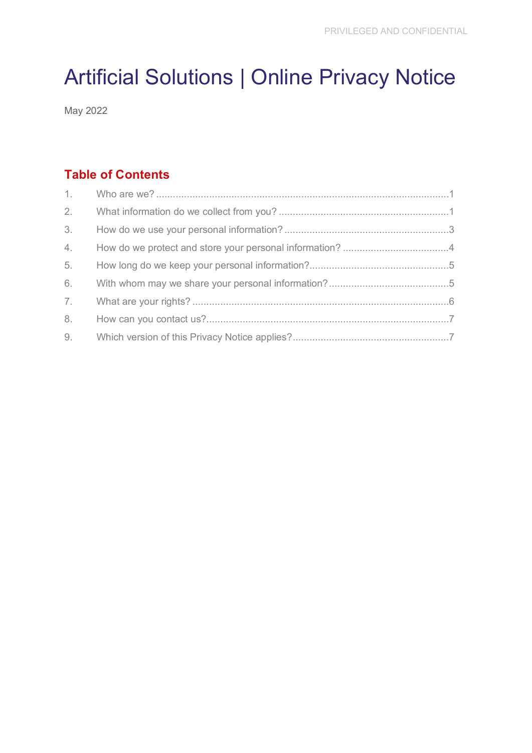# Artificial Solutions | Online Privacy Notice

May 2022

## Table of Contents

1. Who are we? ........................................................................................................1
2. What information do we collect from you? .............................................................1
3. How do we use your personal information? ...........................................................3
4. How do we protect and store your personal information? ......................................4
5. How long do we keep your personal information?..................................................5
6. With whom may we share your personal information? ...........................................5
7. What are your rights? ............................................................................................6
8. How can you contact us?.......................................................................................7
9. Which version of this Privacy Notice applies?........................................................7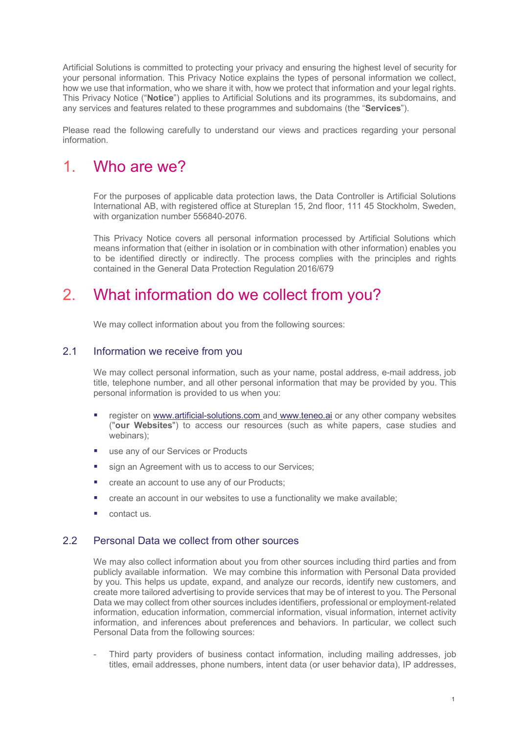Artificial Solutions is committed to protecting your privacy and ensuring the highest level of security for your personal information. This Privacy Notice explains the types of personal information we collect, how we use that information, who we share it with, how we protect that information and your legal rights. This Privacy Notice ("**Notice**") applies to Artificial Solutions and its programmes, its subdomains, and any services and features related to these programmes and subdomains (the "**Services**").

Please read the following carefully to understand our views and practices regarding your personal information.

# 1. Who are we?

For the purposes of applicable data protection laws, the Data Controller is Artificial Solutions International AB, with registered office at Stureplan 15, 2nd floor, 111 45 Stockholm, Sweden, with organization number 556840-2076.

This Privacy Notice covers all personal information processed by Artificial Solutions which means information that (either in isolation or in combination with other information) enables you to be identified directly or indirectly. The process complies with the principles and rights contained in the General Data Protection Regulation 2016/679

# 2. What information do we collect from you?

We may collect information about you from the following sources:

## 2.1 Information we receive from you

We may collect personal information, such as your name, postal address, e-mail address, job title, telephone number, and all other personal information that may be provided by you. This personal information is provided to us when you:

- register on www.artificial-solutions.com and www.teneo.ai or any other company websites ("**our Websites**") to access our resources (such as white papers, case studies and webinars);
- use any of our Services or Products
- sign an Agreement with us to access to our Services;
- create an account to use any of our Products;
- create an account in our websites to use a functionality we make available;
- contact us.

## 2.2 Personal Data we collect from other sources

We may also collect information about you from other sources including third parties and from publicly available information. We may combine this information with Personal Data provided by you. This helps us update, expand, and analyze our records, identify new customers, and create more tailored advertising to provide services that may be of interest to you. The Personal Data we may collect from other sources includes identifiers, professional or employment-related information, education information, commercial information, visual information, internet activity information, and inferences about preferences and behaviors. In particular, we collect such Personal Data from the following sources:

- Third party providers of business contact information, including mailing addresses, job titles, email addresses, phone numbers, intent data (or user behavior data), IP addresses,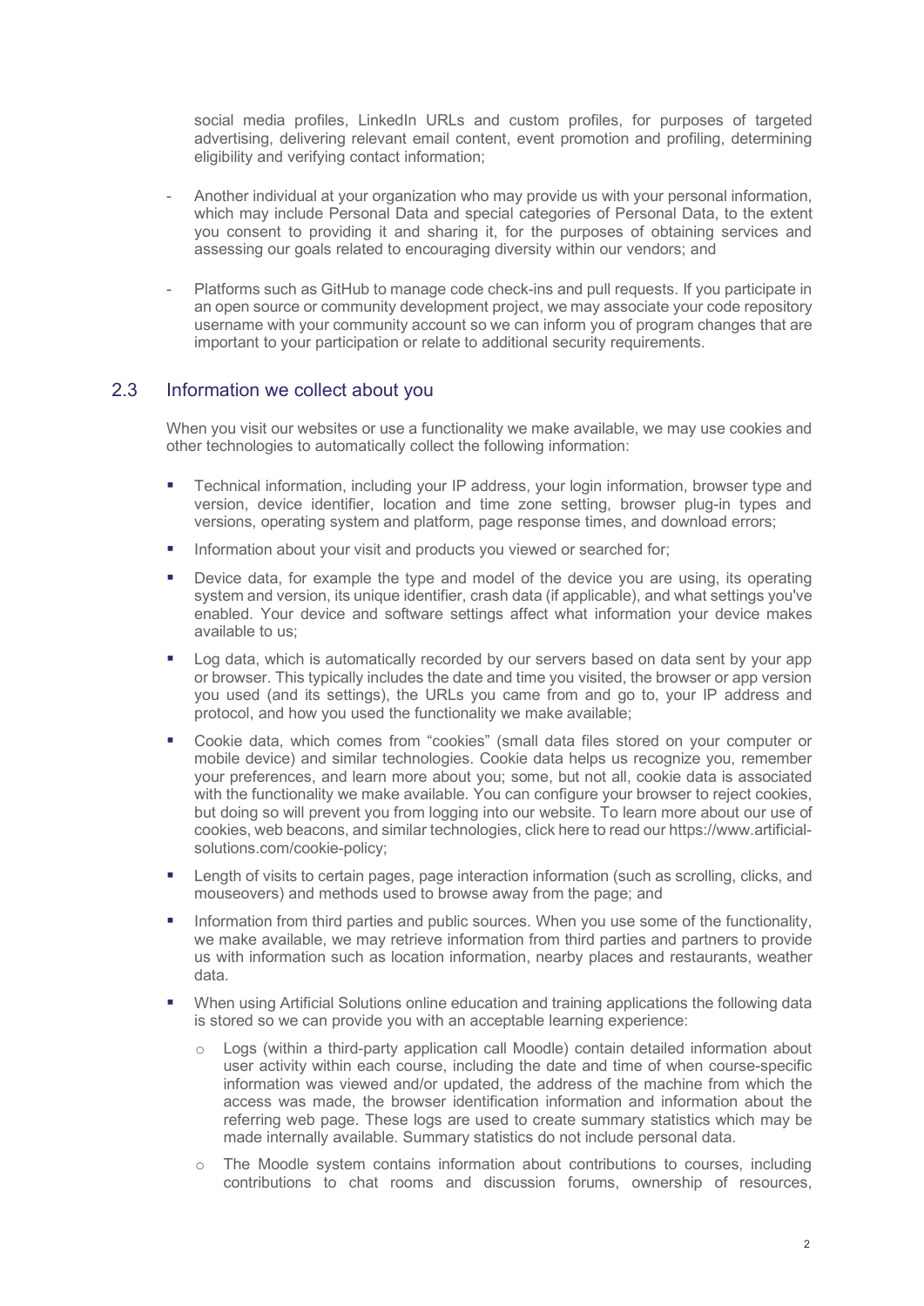social media profiles, LinkedIn URLs and custom profiles, for purposes of targeted advertising, delivering relevant email content, event promotion and profiling, determining eligibility and verifying contact information;

- Another individual at your organization who may provide us with your personal information, which may include Personal Data and special categories of Personal Data, to the extent you consent to providing it and sharing it, for the purposes of obtaining services and assessing our goals related to encouraging diversity within our vendors; and

- Platforms such as GitHub to manage code check-ins and pull requests. If you participate in an open source or community development project, we may associate your code repository username with your community account so we can inform you of program changes that are important to your participation or relate to additional security requirements.

## 2.3 Information we collect about you

When you visit our websites or use a functionality we make available, we may use cookies and other technologies to automatically collect the following information:

- Technical information, including your IP address, your login information, browser type and version, device identifier, location and time zone setting, browser plug-in types and versions, operating system and platform, page response times, and download errors;
- Information about your visit and products you viewed or searched for;
- Device data, for example the type and model of the device you are using, its operating system and version, its unique identifier, crash data (if applicable), and what settings you've enabled. Your device and software settings affect what information your device makes available to us;
- Log data, which is automatically recorded by our servers based on data sent by your app or browser. This typically includes the date and time you visited, the browser or app version you used (and its settings), the URLs you came from and go to, your IP address and protocol, and how you used the functionality we make available;
- Cookie data, which comes from "cookies" (small data files stored on your computer or mobile device) and similar technologies. Cookie data helps us recognize you, remember your preferences, and learn more about you; some, but not all, cookie data is associated with the functionality we make available. You can configure your browser to reject cookies, but doing so will prevent you from logging into our website. To learn more about our use of cookies, web beacons, and similar technologies, click here to read our https://www.artificial-solutions.com/cookie-policy;
- Length of visits to certain pages, page interaction information (such as scrolling, clicks, and mouseovers) and methods used to browse away from the page; and
- Information from third parties and public sources. When you use some of the functionality, we make available, we may retrieve information from third parties and partners to provide us with information such as location information, nearby places and restaurants, weather data.
- When using Artificial Solutions online education and training applications the following data is stored so we can provide you with an acceptable learning experience:
  - Logs (within a third-party application call Moodle) contain detailed information about user activity within each course, including the date and time of when course-specific information was viewed and/or updated, the address of the machine from which the access was made, the browser identification information and information about the referring web page. These logs are used to create summary statistics which may be made internally available. Summary statistics do not include personal data.
  - The Moodle system contains information about contributions to courses, including contributions to chat rooms and discussion forums, ownership of resources,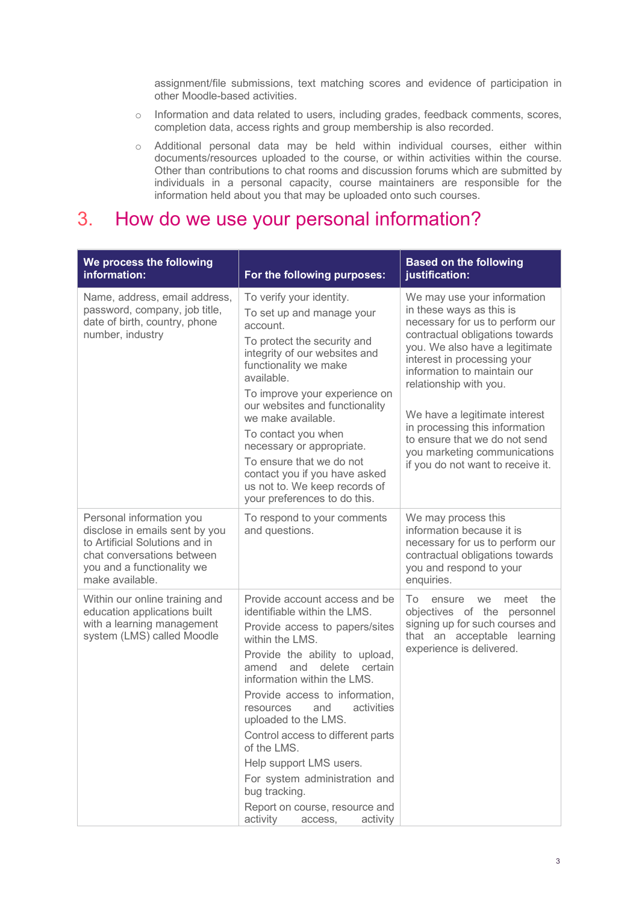assignment/file submissions, text matching scores and evidence of participation in other Moodle-based activities.

- Information and data related to users, including grades, feedback comments, scores, completion data, access rights and group membership is also recorded.
- Additional personal data may be held within individual courses, either within documents/resources uploaded to the course, or within activities within the course. Other than contributions to chat rooms and discussion forums which are submitted by individuals in a personal capacity, course maintainers are responsible for the information held about you that may be uploaded onto such courses.

# 3. How do we use your personal information?

| We process the following information: | For the following purposes: | Based on the following justification: |
|---|---|---|
| Name, address, email address, password, company, job title, date of birth, country, phone number, industry | To verify your identity.<br>To set up and manage your account.<br>To protect the security and integrity of our websites and functionality we make available.<br>To improve your experience on our websites and functionality we make available.<br>To contact you when necessary or appropriate.<br>To ensure that we do not contact you if you have asked us not to. We keep records of your preferences to do this. | We may use your information in these ways as this is necessary for us to perform our contractual obligations towards you. We also have a legitimate interest in processing your information to maintain our relationship with you.<br><br>We have a legitimate interest in processing this information to ensure that we do not send you marketing communications if you do not want to receive it. |
| Personal information you disclose in emails sent by you to Artificial Solutions and in chat conversations between you and a functionality we make available. | To respond to your comments and questions. | We may process this information because it is necessary for us to perform our contractual obligations towards you and respond to your enquiries. |
| Within our online training and education applications built with a learning management system (LMS) called Moodle | Provide account access and be identifiable within the LMS.<br>Provide access to papers/sites within the LMS.<br>Provide the ability to upload, amend and delete certain information within the LMS.<br>Provide access to information, resources and activities uploaded to the LMS.<br>Control access to different parts of the LMS.<br>Help support LMS users.<br>For system administration and bug tracking.<br>Report on course, resource and activity access, activity | To ensure we meet the objectives of the personnel signing up for such courses and that an acceptable learning experience is delivered. |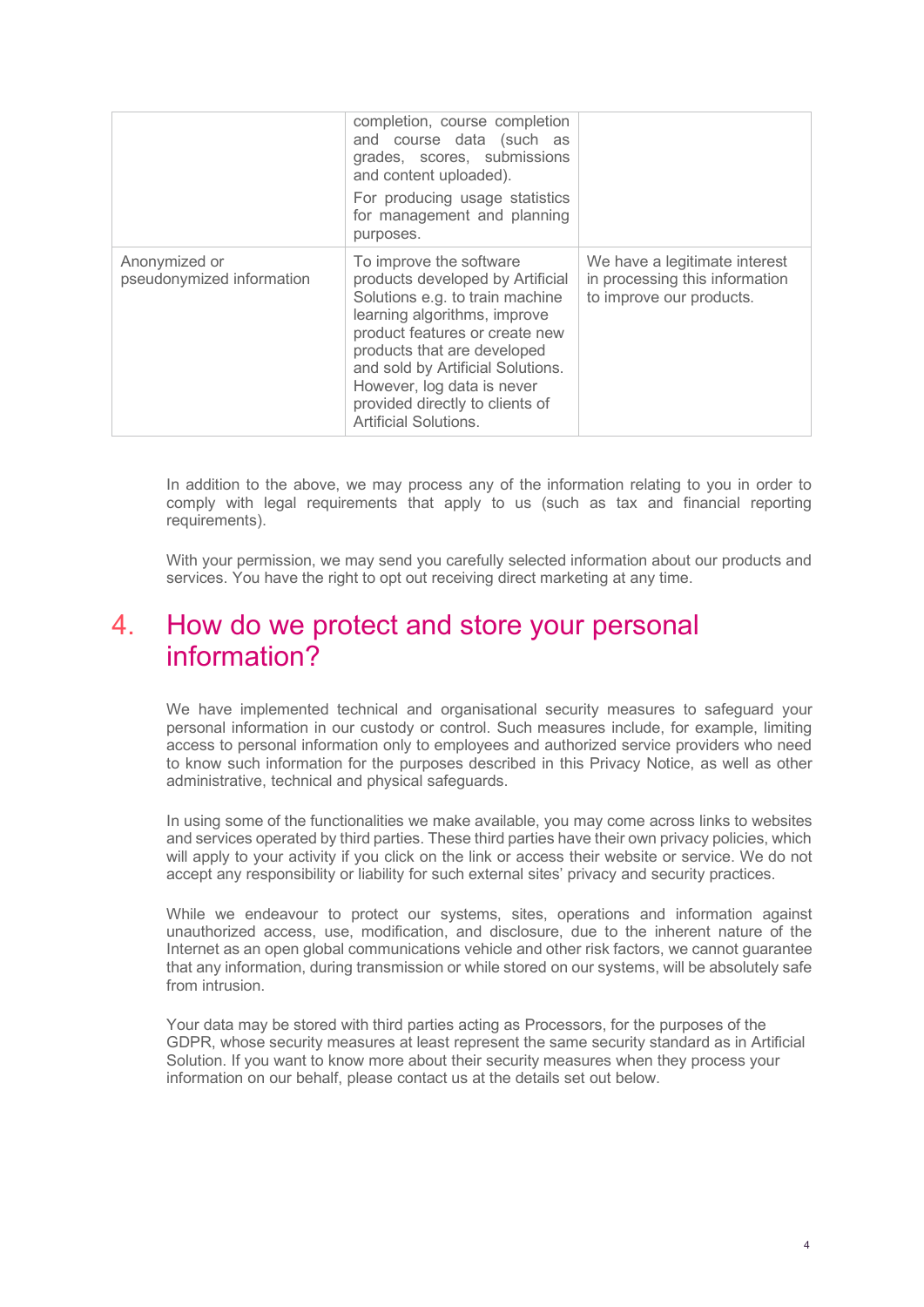| | | |
|---|---|---|
| | completion, course completion and course data (such as grades, scores, submissions and content uploaded).<br><br>For producing usage statistics for management and planning purposes. | |
| Anonymized or pseudonymized information | To improve the software products developed by Artificial Solutions e.g. to train machine learning algorithms, improve product features or create new products that are developed and sold by Artificial Solutions. However, log data is never provided directly to clients of Artificial Solutions. | We have a legitimate interest in processing this information to improve our products. |

In addition to the above, we may process any of the information relating to you in order to comply with legal requirements that apply to us (such as tax and financial reporting requirements).

With your permission, we may send you carefully selected information about our products and services. You have the right to opt out receiving direct marketing at any time.

# 4. How do we protect and store your personal information?

We have implemented technical and organisational security measures to safeguard your personal information in our custody or control. Such measures include, for example, limiting access to personal information only to employees and authorized service providers who need to know such information for the purposes described in this Privacy Notice, as well as other administrative, technical and physical safeguards.

In using some of the functionalities we make available, you may come across links to websites and services operated by third parties. These third parties have their own privacy policies, which will apply to your activity if you click on the link or access their website or service. We do not accept any responsibility or liability for such external sites' privacy and security practices.

While we endeavour to protect our systems, sites, operations and information against unauthorized access, use, modification, and disclosure, due to the inherent nature of the Internet as an open global communications vehicle and other risk factors, we cannot guarantee that any information, during transmission or while stored on our systems, will be absolutely safe from intrusion.

Your data may be stored with third parties acting as Processors, for the purposes of the GDPR, whose security measures at least represent the same security standard as in Artificial Solution. If you want to know more about their security measures when they process your information on our behalf, please contact us at the details set out below.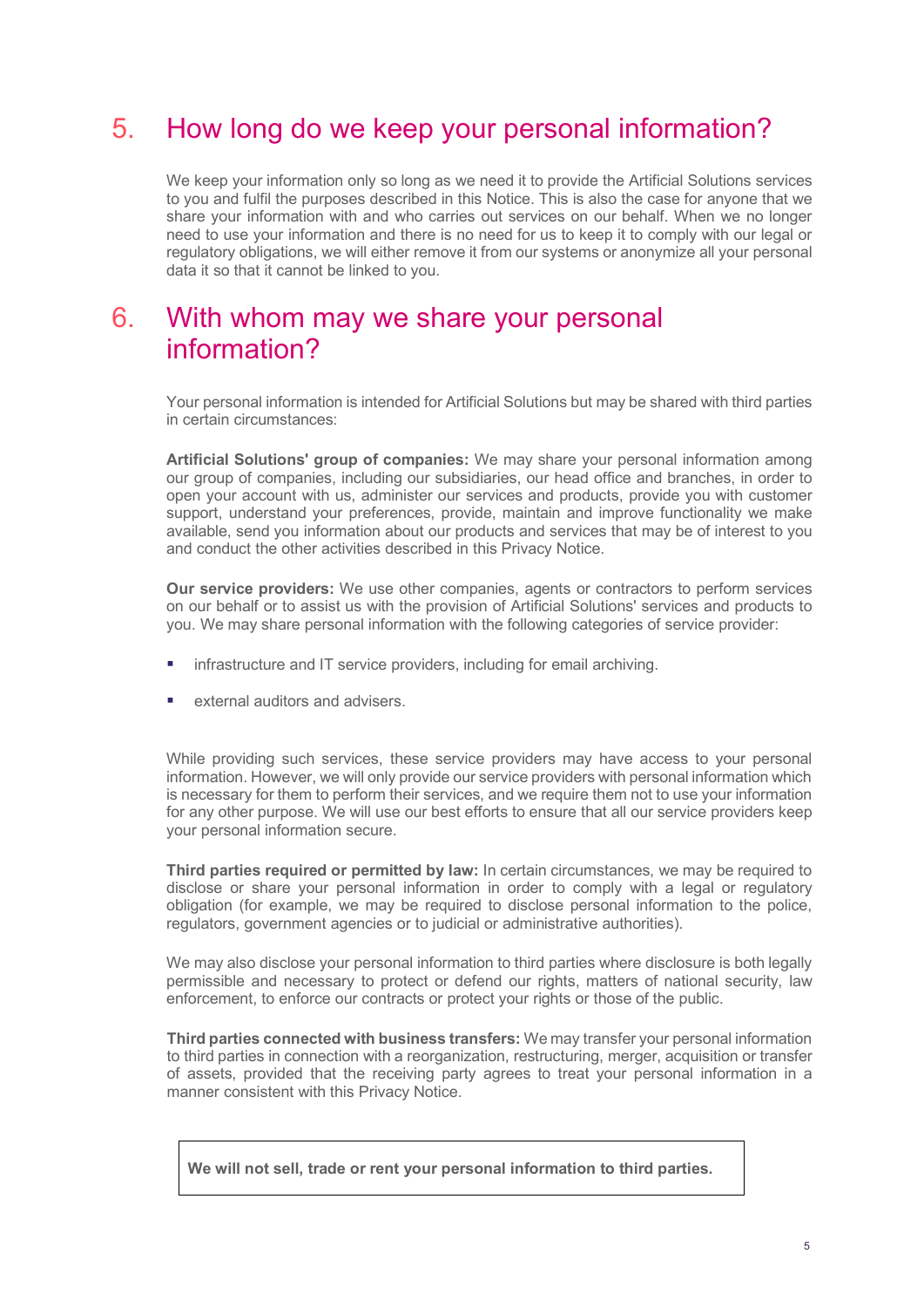## 5. How long do we keep your personal information?

We keep your information only so long as we need it to provide the Artificial Solutions services to you and fulfil the purposes described in this Notice. This is also the case for anyone that we share your information with and who carries out services on our behalf. When we no longer need to use your information and there is no need for us to keep it to comply with our legal or regulatory obligations, we will either remove it from our systems or anonymize all your personal data it so that it cannot be linked to you.

## 6. With whom may we share your personal information?

Your personal information is intended for Artificial Solutions but may be shared with third parties in certain circumstances:

**Artificial Solutions' group of companies:** We may share your personal information among our group of companies, including our subsidiaries, our head office and branches, in order to open your account with us, administer our services and products, provide you with customer support, understand your preferences, provide, maintain and improve functionality we make available, send you information about our products and services that may be of interest to you and conduct the other activities described in this Privacy Notice.

**Our service providers:** We use other companies, agents or contractors to perform services on our behalf or to assist us with the provision of Artificial Solutions' services and products to you. We may share personal information with the following categories of service provider:

- infrastructure and IT service providers, including for email archiving.
- external auditors and advisers.

While providing such services, these service providers may have access to your personal information. However, we will only provide our service providers with personal information which is necessary for them to perform their services, and we require them not to use your information for any other purpose. We will use our best efforts to ensure that all our service providers keep your personal information secure.

**Third parties required or permitted by law:** In certain circumstances, we may be required to disclose or share your personal information in order to comply with a legal or regulatory obligation (for example, we may be required to disclose personal information to the police, regulators, government agencies or to judicial or administrative authorities).

We may also disclose your personal information to third parties where disclosure is both legally permissible and necessary to protect or defend our rights, matters of national security, law enforcement, to enforce our contracts or protect your rights or those of the public.

**Third parties connected with business transfers:** We may transfer your personal information to third parties in connection with a reorganization, restructuring, merger, acquisition or transfer of assets, provided that the receiving party agrees to treat your personal information in a manner consistent with this Privacy Notice.

**We will not sell, trade or rent your personal information to third parties.**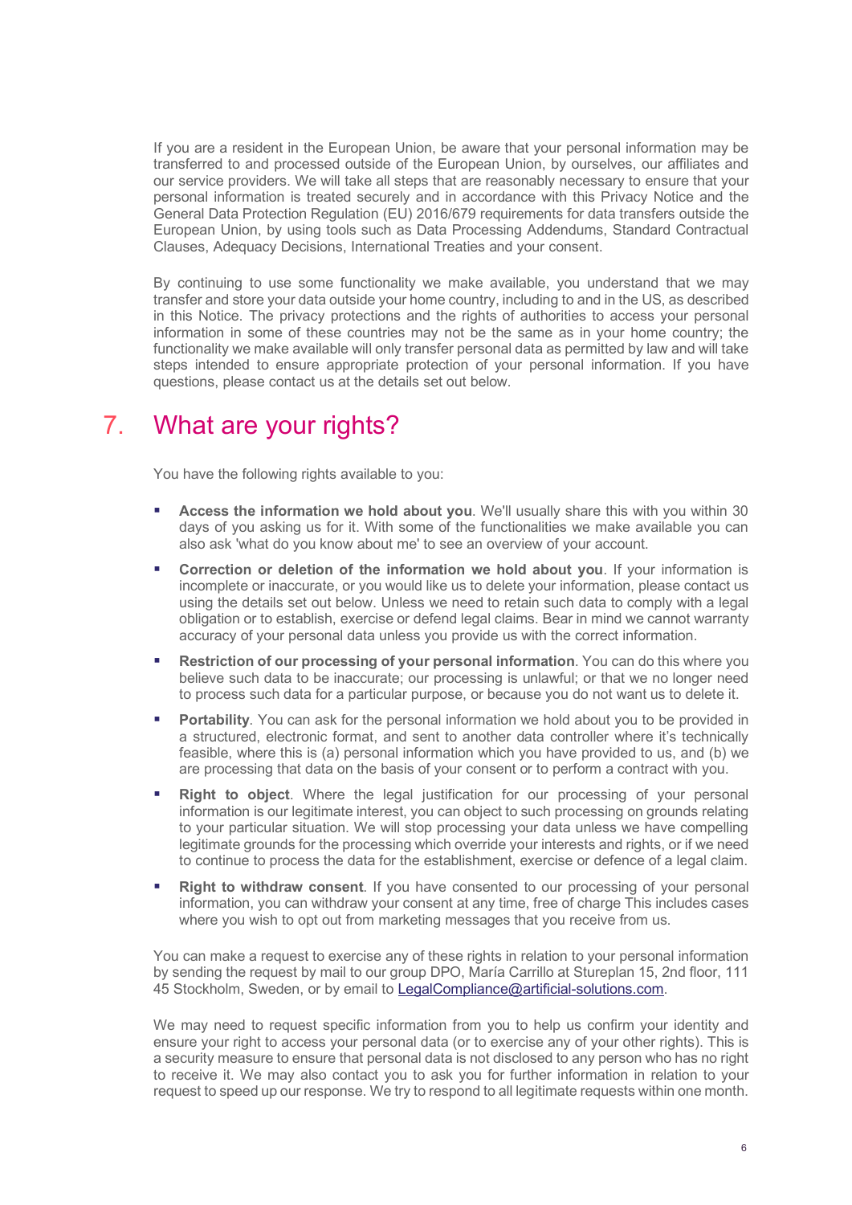If you are a resident in the European Union, be aware that your personal information may be transferred to and processed outside of the European Union, by ourselves, our affiliates and our service providers. We will take all steps that are reasonably necessary to ensure that your personal information is treated securely and in accordance with this Privacy Notice and the General Data Protection Regulation (EU) 2016/679 requirements for data transfers outside the European Union, by using tools such as Data Processing Addendums, Standard Contractual Clauses, Adequacy Decisions, International Treaties and your consent.

By continuing to use some functionality we make available, you understand that we may transfer and store your data outside your home country, including to and in the US, as described in this Notice. The privacy protections and the rights of authorities to access your personal information in some of these countries may not be the same as in your home country; the functionality we make available will only transfer personal data as permitted by law and will take steps intended to ensure appropriate protection of your personal information. If you have questions, please contact us at the details set out below.

# 7. What are your rights?

You have the following rights available to you:

- **Access the information we hold about you**. We'll usually share this with you within 30 days of you asking us for it. With some of the functionalities we make available you can also ask 'what do you know about me' to see an overview of your account.
- **Correction or deletion of the information we hold about you**. If your information is incomplete or inaccurate, or you would like us to delete your information, please contact us using the details set out below. Unless we need to retain such data to comply with a legal obligation or to establish, exercise or defend legal claims. Bear in mind we cannot warranty accuracy of your personal data unless you provide us with the correct information.
- **Restriction of our processing of your personal information**. You can do this where you believe such data to be inaccurate; our processing is unlawful; or that we no longer need to process such data for a particular purpose, or because you do not want us to delete it.
- **Portability**. You can ask for the personal information we hold about you to be provided in a structured, electronic format, and sent to another data controller where it's technically feasible, where this is (a) personal information which you have provided to us, and (b) we are processing that data on the basis of your consent or to perform a contract with you.
- **Right to object**. Where the legal justification for our processing of your personal information is our legitimate interest, you can object to such processing on grounds relating to your particular situation. We will stop processing your data unless we have compelling legitimate grounds for the processing which override your interests and rights, or if we need to continue to process the data for the establishment, exercise or defence of a legal claim.
- **Right to withdraw consent**. If you have consented to our processing of your personal information, you can withdraw your consent at any time, free of charge This includes cases where you wish to opt out from marketing messages that you receive from us.

You can make a request to exercise any of these rights in relation to your personal information by sending the request by mail to our group DPO, María Carrillo at Stureplan 15, 2nd floor, 111 45 Stockholm, Sweden, or by email to LegalCompliance@artificial-solutions.com.

We may need to request specific information from you to help us confirm your identity and ensure your right to access your personal data (or to exercise any of your other rights). This is a security measure to ensure that personal data is not disclosed to any person who has no right to receive it. We may also contact you to ask you for further information in relation to your request to speed up our response. We try to respond to all legitimate requests within one month.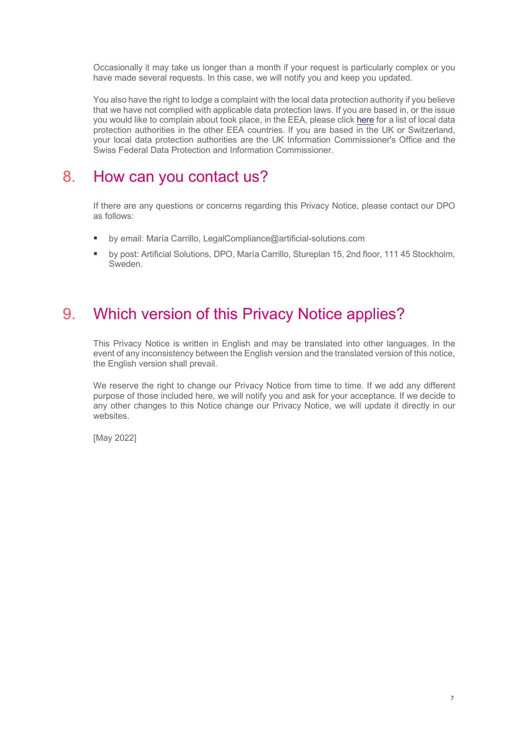Occasionally it may take us longer than a month if your request is particularly complex or you have made several requests. In this case, we will notify you and keep you updated.

You also have the right to lodge a complaint with the local data protection authority if you believe that we have not complied with applicable data protection laws. If you are based in, or the issue you would like to complain about took place, in the EEA, please click here for a list of local data protection authorities in the other EEA countries. If you are based in the UK or Switzerland, your local data protection authorities are the UK Information Commissioner's Office and the Swiss Federal Data Protection and Information Commissioner.

## 8. How can you contact us?

If there are any questions or concerns regarding this Privacy Notice, please contact our DPO as follows:

- by email: María Carrillo, LegalCompliance@artificial-solutions.com
- by post: Artificial Solutions, DPO, María Carrillo, Stureplan 15, 2nd floor, 111 45 Stockholm, Sweden.

## 9. Which version of this Privacy Notice applies?

This Privacy Notice is written in English and may be translated into other languages. In the event of any inconsistency between the English version and the translated version of this notice, the English version shall prevail.

We reserve the right to change our Privacy Notice from time to time. If we add any different purpose of those included here, we will notify you and ask for your acceptance. If we decide to any other changes to this Notice change our Privacy Notice, we will update it directly in our websites.

[May 2022]